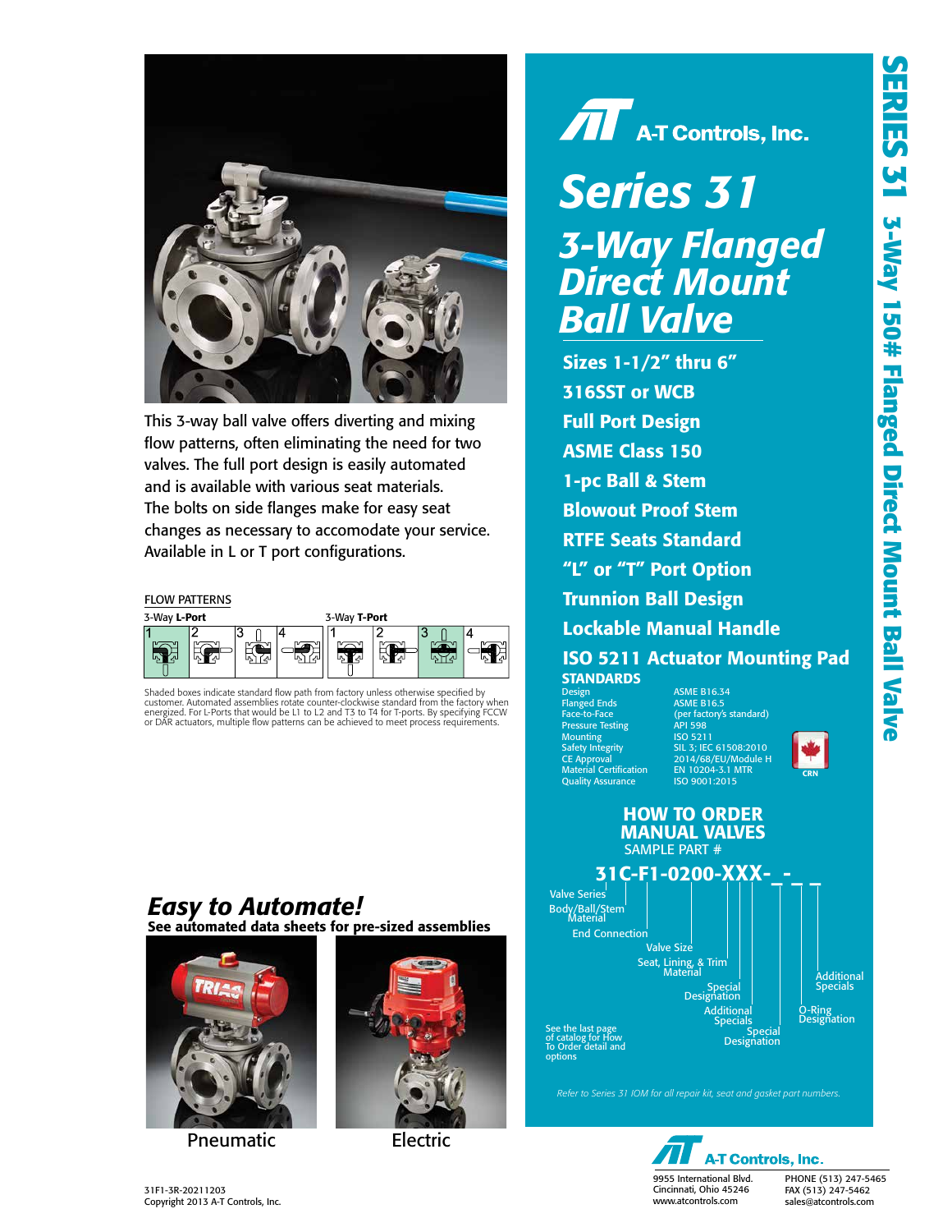# A-T Controls, Inc.

# Series 31

## 3-Way Flanged Direct Mount Ball Valve

- **Sizes 1-1/2" thru 6"**
- **316SST or WCB**
- **Full Port Design**
- **ASME Class 150**
- **1-pc Ball & Stem**
- **Blowout Proof Stem**
- **RTFE Seats Standard**
- **"L" or "T" Port Option**
- **Trunnion Ball Design**
- **Lockable Manual Handle**
- **ISO 5211 Actuator Mounting Pad**

This 3-way ball valve offers diverting and mixing flow patterns, often eliminating the need for two valves. The full port design is easily automated and is available with various seat materials. The bolts on side flanges make for easy seat changes as necessary to accomodate your service. Available in L or T port configurations.

### FLOW PATTERNS

3-Way **L-Port**: 1, 2, 3, 4

3-Way **T-Port**: 1, 2, 3, 4

Shaded boxes indicate standard flow path from factory unless otherwise specified by customer. Automated assemblies rotate counter-clockwise standard from the factory when energized. For L-Ports that would be L1 to L2 and T3 to T4 for T-ports. By specifying FCCW or DAR actuators, multiple flow patterns can be achieved to meet process requirements.

### STANDARDS

| | |
|---|---|
| Design | ASME B16.34 |
| Flanged Ends | ASME B16.5 |
| Face-to-Face | (per factory's standard) |
| Pressure Testing | API 598 |
| Mounting | ISO 5211 |
| Safety Integrity | SIL 3; IEC 61508:2010 |
| CE Approval | 2014/68/EU/Module H |
| Material Certification | EN 10204-3.1 MTR |
| Quality Assurance | ISO 9001:2015 |

CRN

### HOW TO ORDER MANUAL VALVES

SAMPLE PART #

**31C-F1-0200-XXX-_-_ _**

- Valve Series
- Body/Ball/Stem Material
- End Connection
- Valve Size
- Seat, Lining, & Trim Material
- Special Designation
- Additional Specials
- Special Designation
- O-Ring Designation
- Additional Specials

See the last page of catalog for How To Order detail and options

*Refer to Series 31 IOM for all repair kit, seat and gasket part numbers.*

## *Easy to Automate!*

**See automated data sheets for pre-sized assemblies**

Pneumatic

Electric

A-T Controls, Inc.
9955 International Blvd.
Cincinnati, Ohio 45246
www.atcontrols.com

PHONE (513) 247-5465
FAX (513) 247-5462
sales@atcontrols.com

31F1-3R-20211203
Copyright 2013 A-T Controls, Inc.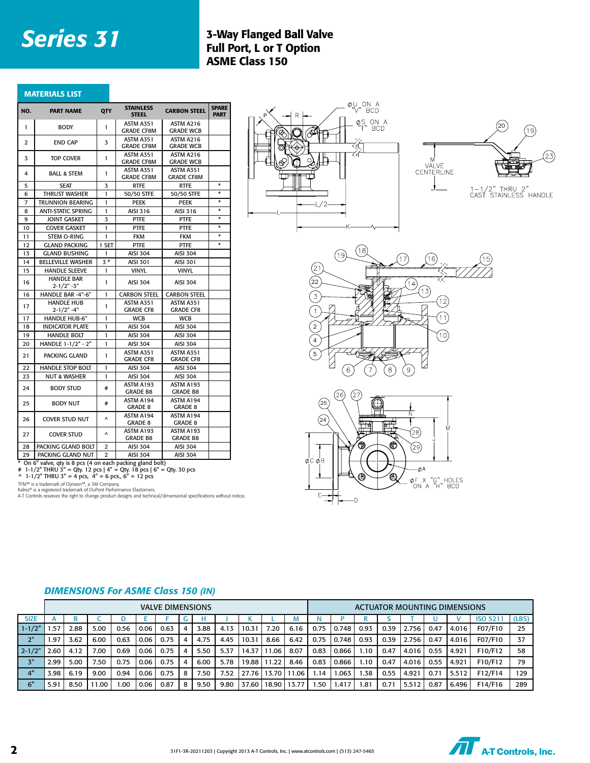# Series 31

## 3-Way Flanged Ball Valve
## Full Port, L or T Option
## ASME Class 150

### MATERIALS LIST

| NO. | PART NAME | QTY | STAINLESS STEEL | CARBON STEEL | SPARE PART |
|---|---|---|---|---|---|
| 1 | BODY | 1 | ASTM A351 GRADE CF8M | ASTM A216 GRADE WCB | |
| 2 | END CAP | 3 | ASTM A351 GRADE CF8M | ASTM A216 GRADE WCB | |
| 3 | TOP COVER | 1 | ASTM A351 GRADE CF8M | ASTM A216 GRADE WCB | |
| 4 | BALL & STEM | 1 | ASTM A351 GRADE CF8M | ASTM A351 GRADE CF8M | |
| 5 | SEAT | 3 | RTFE | RTFE | * |
| 6 | THRUST WASHER | 1 | 50/50 STFE | 50/50 STFE | * |
| 7 | TRUNNION BEARING | 1 | PEEK | PEEK | * |
| 8 | ANTI-STATIC SPRING | 1 | AISI 316 | AISI 316 | * |
| 9 | JOINT GASKET | 3 | PTFE | PTFE | * |
| 10 | COVER GASKET | 1 | PTFE | PTFE | * |
| 11 | STEM O-RING | 1 | FKM | FKM | * |
| 12 | GLAND PACKING | 1 SET | PTFE | PTFE | * |
| 13 | GLAND BUSHING | 1 | AISI 304 | AISI 304 | |
| 14 | BELLEVILLE WASHER | 3 * | AISI 301 | AISI 301 | |
| 15 | HANDLE SLEEVE | 1 | VINYL | VINYL | |
| 16 | HANDLE BAR 2-1/2"-3" | 1 | AISI 304 | AISI 304 | |
| 16 | HANDLE BAR -4"-6" | 1 | CARBON STEEL | CARBON STEEL | |
| 17 | HANDLE HUB 2-1/2"-4" | 1 | ASTM A351 GRADE CF8 | ASTM A351 GRADE CF8 | |
| 17 | HANDLE HUB-6" | 1 | WCB | WCB | |
| 18 | INDICATOR PLATE | 1 | AISI 304 | AISI 304 | |
| 19 | HANDLE BOLT | 1 | AISI 304 | AISI 304 | |
| 20 | HANDLE 1-1/2" - 2" | 1 | AISI 304 | AISI 304 | |
| 21 | PACKING GLAND | 1 | ASTM A351 GRADE CF8 | ASTM A351 GRADE CF8 | |
| 22 | HANDLE STOP BOLT | 1 | AISI 304 | AISI 304 | |
| 23 | NUT & WASHER | 1 | AISI 304 | AISI 304 | |
| 24 | BODY STUD | # | ASTM A193 GRADE B8 | ASTM A193 GRADE B8 | |
| 25 | BODY NUT | # | ASTM A194 GRADE 8 | ASTM A194 GRADE 8 | |
| 26 | COVER STUD NUT | ^ | ASTM A194 GRADE 8 | ASTM A194 GRADE 8 | |
| 27 | COVER STUD | ^ | ASTM A193 GRADE B8 | ASTM A193 GRADE B8 | |
| 28 | PACKING GLAND BOLT | 2 | AISI 304 | AISI 304 | |
| 29 | PACKING GLAND NUT | 2 | AISI 304 | AISI 304 | |

\* On 6" valve, qty is 8 pcs (4 on each packing gland bolt)
\# 1-1/2" THRU 3" = Qty. 12 pcs | 4" = Qty. 18 pcs | 6" = Qty. 30 pcs
^ 1-1/2" THRU 3" = 4 pcs, 4" = 6 pcs., 6" = 12 pcs

TFM™ is a trademark of Dyneon™, a 3M Company.
Kalrez® is a registered trademark of DuPont Performance Elastomers.
A-T Controls reserves the right to change product designs and technical/dimensional specifications without notice.

1-1/2" THRU 2" CAST STAINLESS HANDLE

### DIMENSIONS For ASME Class 150 (IN)

| | VALVE DIMENSIONS | | | | | | | | | | | | ACTUATOR MOUNTING DIMENSIONS | | | | | | | | | |
|---|---|---|---|---|---|---|---|---|---|---|---|---|---|---|---|---|---|---|---|---|---|---|
| SIZE | A | B | C | D | E | F | G | H | J | K | L | M | N | P | R | S | T | U | V | ISO 5211 | (LBS) |
| 1-1/2" | 1.57 | 2.88 | 5.00 | 0.56 | 0.06 | 0.63 | 4 | 3.88 | 4.13 | 10.31 | 7.20 | 6.16 | 0.75 | 0.748 | 0.93 | 0.39 | 2.756 | 0.47 | 4.016 | F07/F10 | 25 |
| 2" | 1.97 | 3.62 | 6.00 | 0.63 | 0.06 | 0.75 | 4 | 4.75 | 4.45 | 10.31 | 8.66 | 6.42 | 0.75 | 0.748 | 0.93 | 0.39 | 2.756 | 0.47 | 4.016 | F07/F10 | 37 |
| 2-1/2" | 2.60 | 4.12 | 7.00 | 0.69 | 0.06 | 0.75 | 4 | 5.50 | 5.37 | 14.37 | 11.06 | 8.07 | 0.83 | 0.866 | 1.10 | 0.47 | 4.016 | 0.55 | 4.921 | F10/F12 | 58 |
| 3" | 2.99 | 5.00 | 7.50 | 0.75 | 0.06 | 0.75 | 4 | 6.00 | 5.78 | 19.88 | 11.22 | 8.46 | 0.83 | 0.866 | 1.10 | 0.47 | 4.016 | 0.55 | 4.921 | F10/F12 | 79 |
| 4" | 3.98 | 6.19 | 9.00 | 0.94 | 0.06 | 0.75 | 8 | 7.50 | 7.52 | 27.76 | 13.70 | 11.06 | 1.14 | 1.063 | 1.38 | 0.55 | 4.921 | 0.71 | 5.512 | F12/F14 | 129 |
| 6" | 5.91 | 8.50 | 11.00 | 1.00 | 0.06 | 0.87 | 8 | 9.50 | 9.80 | 37.60 | 18.90 | 13.77 | 1.50 | 1.417 | 1.81 | 0.71 | 5.512 | 0.87 | 6.496 | F14/F16 | 289 |

31F1-3R-20211203 | Copyright 2013 A-T Controls, Inc. | www.atcontrols.com | (513) 247-5465

A-T Controls, Inc.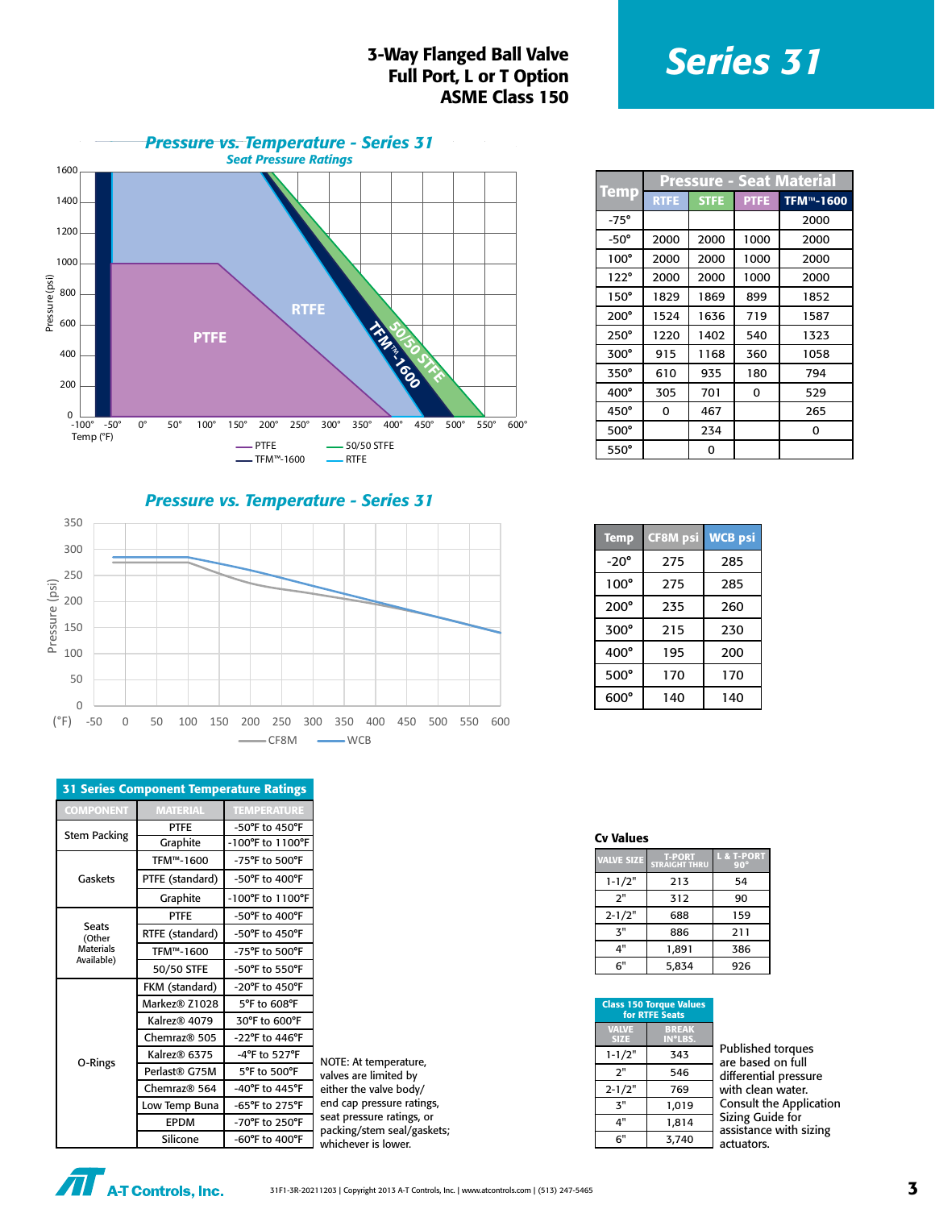# Series 31

## 3-Way Flanged Ball Valve
## Full Port, L or T Option
## ASME Class 150

### Pressure vs. Temperature - Series 31
Seat Pressure Ratings

| Temp | Pressure - Seat Material | | | |
|---|---|---|---|---|
| | RTFE | STFE | PTFE | TFM™-1600 |
| -75° | | | | 2000 |
| -50° | 2000 | 2000 | 1000 | 2000 |
| 100° | 2000 | 2000 | 1000 | 2000 |
| 122° | 2000 | 2000 | 1000 | 2000 |
| 150° | 1829 | 1869 | 899 | 1852 |
| 200° | 1524 | 1636 | 719 | 1587 |
| 250° | 1220 | 1402 | 540 | 1323 |
| 300° | 915 | 1168 | 360 | 1058 |
| 350° | 610 | 935 | 180 | 794 |
| 400° | 305 | 701 | 0 | 529 |
| 450° | 0 | 467 | | 265 |
| 500° | | 234 | | 0 |
| 550° | | 0 | | |

### Pressure vs. Temperature - Series 31

| Temp | CF8M psi | WCB psi |
|---|---|---|
| -20° | 275 | 285 |
| 100° | 275 | 285 |
| 200° | 235 | 260 |
| 300° | 215 | 230 |
| 400° | 195 | 200 |
| 500° | 170 | 170 |
| 600° | 140 | 140 |

### 31 Series Component Temperature Ratings

| COMPONENT | MATERIAL | TEMPERATURE |
|---|---|---|
| Stem Packing | PTFE | -50°F to 450°F |
| | Graphite | -100°F to 1100°F |
| Gaskets | TFM™-1600 | -75°F to 500°F |
| | PTFE (standard) | -50°F to 400°F |
| | Graphite | -100°F to 1100°F |
| Seats (Other Materials Available) | PTFE | -50°F to 400°F |
| | RTFE (standard) | -50°F to 450°F |
| | TFM™-1600 | -75°F to 500°F |
| | 50/50 STFE | -50°F to 550°F |
| O-Rings | FKM (standard) | -20°F to 450°F |
| | Markez® Z1028 | 5°F to 608°F |
| | Kalrez® 4079 | 30°F to 600°F |
| | Chemraz® 505 | -22°F to 446°F |
| | Kalrez® 6375 | -4°F to 527°F |
| | Perlast® G75M | 5°F to 500°F |
| | Chemraz® 564 | -40°F to 445°F |
| | Low Temp Buna | -65°F to 275°F |
| | EPDM | -70°F to 250°F |
| | Silicone | -60°F to 400°F |

NOTE: At temperature, valves are limited by either the valve body/end cap pressure ratings, seat pressure ratings, or packing/stem seal/gaskets; whichever is lower.

### Cv Values

| VALVE SIZE | T-PORT STRAIGHT THRU | L & T-PORT 90° |
|---|---|---|
| 1-1/2" | 213 | 54 |
| 2" | 312 | 90 |
| 2-1/2" | 688 | 159 |
| 3" | 886 | 211 |
| 4" | 1,891 | 386 |
| 6" | 5,834 | 926 |

### Class 150 Torque Values for RTFE Seats

| VALVE SIZE | BREAK IN*LBS. |
|---|---|
| 1-1/2" | 343 |
| 2" | 546 |
| 2-1/2" | 769 |
| 3" | 1,019 |
| 4" | 1,814 |
| 6" | 3,740 |

Published torques are based on full differential pressure with clean water. Consult the Application Sizing Guide for assistance with sizing actuators.

A-T Controls, Inc.

31F1-3R-20211203 | Copyright 2013 A-T Controls, Inc. | www.atcontrols.com | (513) 247-5465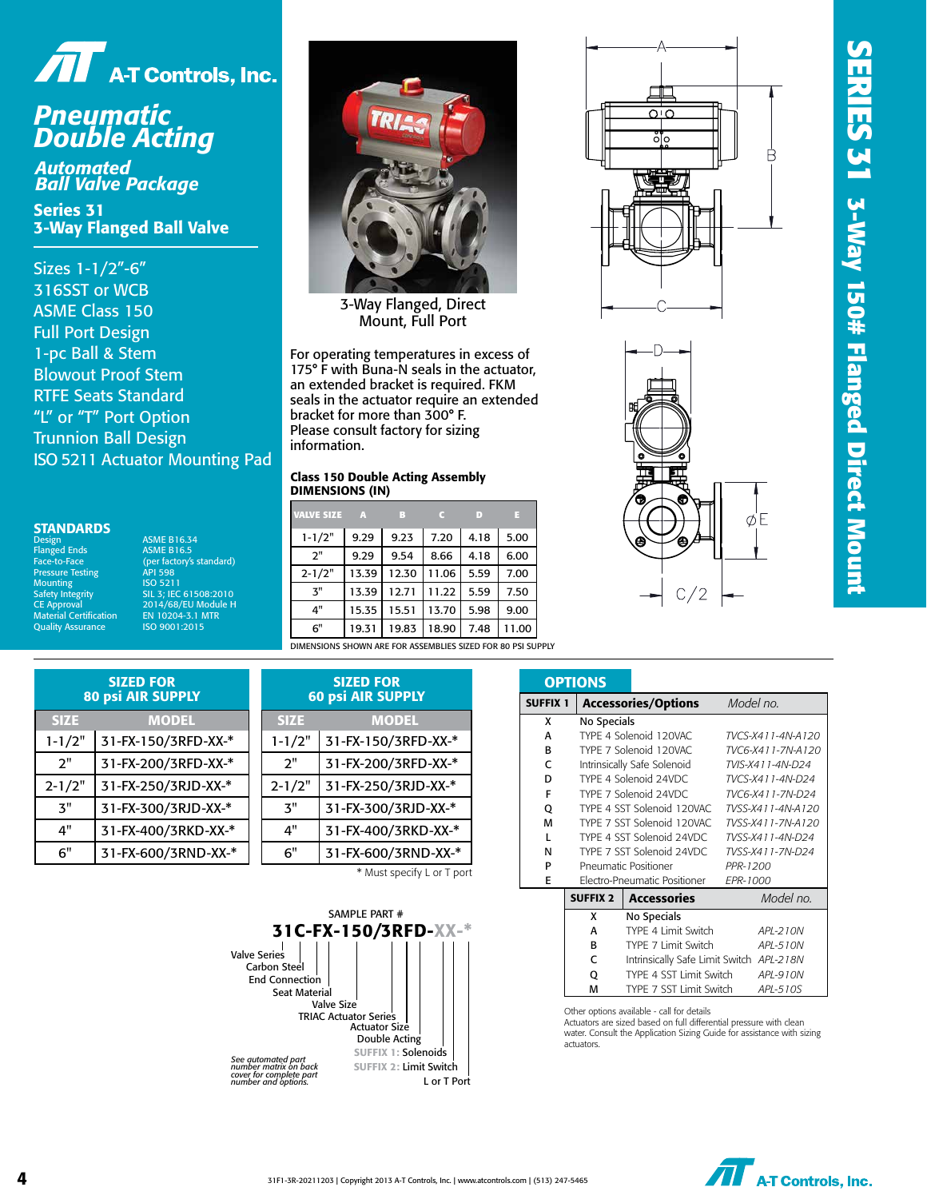# A-T Controls, Inc.

## Pneumatic Double Acting

### Automated Ball Valve Package

### Series 31 3-Way Flanged Ball Valve

- Sizes 1-1/2"-6"
- 316SST or WCB
- ASME Class 150
- Full Port Design
- 1-pc Ball & Stem
- Blowout Proof Stem
- RTFE Seats Standard
- "L" or "T" Port Option
- Trunnion Ball Design
- ISO 5211 Actuator Mounting Pad

**SERIES 31 3-Way 150# Flanged Direct Mount**

3-Way Flanged, Direct Mount, Full Port

For operating temperatures in excess of 175° F with Buna-N seals in the actuator, an extended bracket is required. FKM seals in the actuator require an extended bracket for more than 300° F. Please consult factory for sizing information.

## STANDARDS

| | |
|---|---|
| Design | ASME B16.34 |
| Flanged Ends | ASME B16.5 |
| Face-to-Face | (per factory's standard) |
| Pressure Testing | API 598 |
| Mounting | ISO 5211 |
| Safety Integrity | SIL 3; IEC 61508:2010 |
| CE Approval | 2014/68/EU Module H |
| Material Certification | EN 10204-3.1 MTR |
| Quality Assurance | ISO 9001:2015 |

**Class 150 Double Acting Assembly DIMENSIONS (IN)**

| VALVE SIZE | A | B | C | D | E |
|---|---|---|---|---|---|
| 1-1/2" | 9.29 | 9.23 | 7.20 | 4.18 | 5.00 |
| 2" | 9.29 | 9.54 | 8.66 | 4.18 | 6.00 |
| 2-1/2" | 13.39 | 12.30 | 11.06 | 5.59 | 7.00 |
| 3" | 13.39 | 12.71 | 11.22 | 5.59 | 7.50 |
| 4" | 15.35 | 15.51 | 13.70 | 5.98 | 9.00 |
| 6" | 19.31 | 19.83 | 18.90 | 7.48 | 11.00 |

DIMENSIONS SHOWN ARE FOR ASSEMBLIES SIZED FOR 80 PSI SUPPLY

**SIZED FOR 80 psi AIR SUPPLY**

| SIZE | MODEL |
|---|---|
| 1-1/2" | 31-FX-150/3RFD-XX-* |
| 2" | 31-FX-200/3RFD-XX-* |
| 2-1/2" | 31-FX-250/3RJD-XX-* |
| 3" | 31-FX-300/3RJD-XX-* |
| 4" | 31-FX-400/3RKD-XX-* |
| 6" | 31-FX-600/3RND-XX-* |

**SIZED FOR 60 psi AIR SUPPLY**

| SIZE | MODEL |
|---|---|
| 1-1/2" | 31-FX-150/3RFD-XX-* |
| 2" | 31-FX-200/3RFD-XX-* |
| 2-1/2" | 31-FX-250/3RJD-XX-* |
| 3" | 31-FX-300/3RJD-XX-* |
| 4" | 31-FX-400/3RKD-XX-* |
| 6" | 31-FX-600/3RND-XX-* |

\* Must specify L or T port

SAMPLE PART #

**31C-FX-150/3RFD-XX-***

- Valve Series
- Carbon Steel
- End Connection
- Seat Material
- Valve Size
- TRIAC Actuator Series
- Actuator Size
- Double Acting
- SUFFIX 1: Solenoids
- SUFFIX 2: Limit Switch
- L or T Port

*See automated part number matrix on back cover for complete part number and options.*

## OPTIONS

| SUFFIX 1 | Accessories/Options | Model no. |
|---|---|---|
| X | No Specials | |
| A | TYPE 4 Solenoid 120VAC | TVCS-X411-4N-A120 |
| B | TYPE 7 Solenoid 120VAC | TVC6-X411-7N-A120 |
| C | Intrinsically Safe Solenoid | TVIS-X411-4N-D24 |
| D | TYPE 4 Solenoid 24VDC | TVCS-X411-4N-D24 |
| F | TYPE 7 Solenoid 24VDC | TVC6-X411-7N-D24 |
| Q | TYPE 4 SST Solenoid 120VAC | TVSS-X411-4N-A120 |
| M | TYPE 7 SST Solenoid 120VAC | TVSS-X411-7N-A120 |
| L | TYPE 4 SST Solenoid 24VDC | TVSS-X411-4N-D24 |
| N | TYPE 7 SST Solenoid 24VDC | TVSS-X411-7N-D24 |
| P | Pneumatic Positioner | PPR-1200 |
| E | Electro-Pneumatic Positioner | EPR-1000 |

| SUFFIX 2 | Accessories | Model no. |
|---|---|---|
| X | No Specials | |
| A | TYPE 4 Limit Switch | APL-210N |
| B | TYPE 7 Limit Switch | APL-510N |
| C | Intrinsically Safe Limit Switch | APL-218N |
| Q | TYPE 4 SST Limit Switch | APL-910N |
| M | TYPE 7 SST Limit Switch | APL-510S |

Other options available - call for details

Actuators are sized based on full differential pressure with clean water. Consult the Application Sizing Guide for assistance with sizing actuators.

31F1-3R-20211203 | Copyright 2013 A-T Controls, Inc. | www.atcontrols.com | (513) 247-5465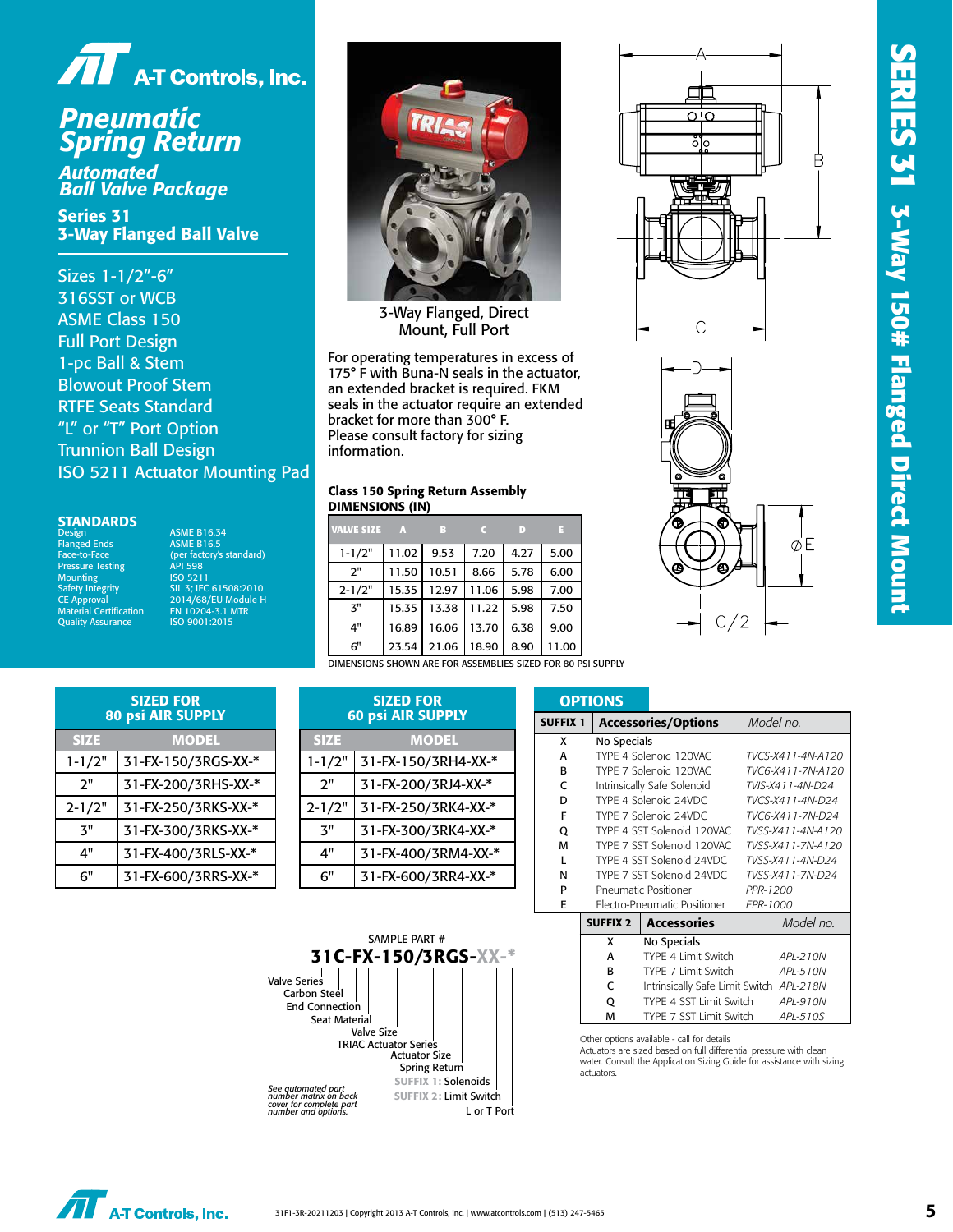# A-T Controls, Inc.

## Pneumatic Spring Return

### Automated Ball Valve Package

### Series 31
### 3-Way Flanged Ball Valve

- Sizes 1-1/2"-6"
- 316SST or WCB
- ASME Class 150
- Full Port Design
- 1-pc Ball & Stem
- Blowout Proof Stem
- RTFE Seats Standard
- "L" or "T" Port Option
- Trunnion Ball Design
- ISO 5211 Actuator Mounting Pad

**SERIES 31 3-Way 150# Flanged Direct Mount**

### STANDARDS

| | |
|---|---|
| Design | ASME B16.34 |
| Flanged Ends | ASME B16.5 |
| Face-to-Face | (per factory's standard) |
| Pressure Testing | API 598 |
| Mounting | ISO 5211 |
| Safety Integrity | SIL 3; IEC 61508:2010 |
| CE Approval | 2014/68/EU Module H |
| Material Certification | EN 10204-3.1 MTR |
| Quality Assurance | ISO 9001:2015 |

3-Way Flanged, Direct Mount, Full Port

For operating temperatures in excess of 175° F with Buna-N seals in the actuator, an extended bracket is required. FKM seals in the actuator require an extended bracket for more than 300° F. Please consult factory for sizing information.

**Class 150 Spring Return Assembly**
**DIMENSIONS (IN)**

| VALVE SIZE | A | B | C | D | E |
|---|---|---|---|---|---|
| 1-1/2" | 11.02 | 9.53 | 7.20 | 4.27 | 5.00 |
| 2" | 11.50 | 10.51 | 8.66 | 5.78 | 6.00 |
| 2-1/2" | 15.35 | 12.97 | 11.06 | 5.98 | 7.00 |
| 3" | 15.35 | 13.38 | 11.22 | 5.98 | 7.50 |
| 4" | 16.89 | 16.06 | 13.70 | 6.38 | 9.00 |
| 6" | 23.54 | 21.06 | 18.90 | 8.90 | 11.00 |

DIMENSIONS SHOWN ARE FOR ASSEMBLIES SIZED FOR 80 PSI SUPPLY

**SIZED FOR 80 psi AIR SUPPLY**

| SIZE | MODEL |
|---|---|
| 1-1/2" | 31-FX-150/3RGS-XX-* |
| 2" | 31-FX-200/3RHS-XX-* |
| 2-1/2" | 31-FX-250/3RKS-XX-* |
| 3" | 31-FX-300/3RKS-XX-* |
| 4" | 31-FX-400/3RLS-XX-* |
| 6" | 31-FX-600/3RRS-XX-* |

**SIZED FOR 60 psi AIR SUPPLY**

| SIZE | MODEL |
|---|---|
| 1-1/2" | 31-FX-150/3RH4-XX-* |
| 2" | 31-FX-200/3RJ4-XX-* |
| 2-1/2" | 31-FX-250/3RK4-XX-* |
| 3" | 31-FX-300/3RK4-XX-* |
| 4" | 31-FX-400/3RM4-XX-* |
| 6" | 31-FX-600/3RR4-XX-* |

SAMPLE PART #

**31C-FX-150/3RGS-XX-***

- Valve Series
- Carbon Steel
- End Connection
- Seat Material
- Valve Size
- TRIAC Actuator Series
- Actuator Size
- Spring Return
- SUFFIX 1: Solenoids
- SUFFIX 2: Limit Switch
- L or T Port

*See automated part number matrix on back cover for complete part number and options.*

### OPTIONS

| SUFFIX 1 | Accessories/Options | Model no. |
|---|---|---|
| X | No Specials | |
| A | TYPE 4 Solenoid 120VAC | TVCS-X411-4N-A120 |
| B | TYPE 7 Solenoid 120VAC | TVC6-X411-7N-A120 |
| C | Intrinsically Safe Solenoid | TVIS-X411-4N-D24 |
| D | TYPE 4 Solenoid 24VDC | TVCS-X411-4N-D24 |
| F | TYPE 7 Solenoid 24VDC | TVC6-X411-7N-D24 |
| Q | TYPE 4 SST Solenoid 120VAC | TVSS-X411-4N-A120 |
| M | TYPE 7 SST Solenoid 120VAC | TVSS-X411-7N-A120 |
| L | TYPE 4 SST Solenoid 24VDC | TVSS-X411-4N-D24 |
| N | TYPE 7 SST Solenoid 24VDC | TVSS-X411-7N-D24 |
| P | Pneumatic Positioner | PPR-1200 |
| E | Electro-Pneumatic Positioner | EPR-1000 |

| SUFFIX 2 | Accessories | Model no. |
|---|---|---|
| X | No Specials | |
| A | TYPE 4 Limit Switch | APL-210N |
| B | TYPE 7 Limit Switch | APL-510N |
| C | Intrinsically Safe Limit Switch | APL-218N |
| Q | TYPE 4 SST Limit Switch | APL-910N |
| M | TYPE 7 SST Limit Switch | APL-510S |

Other options available - call for details

Actuators are sized based on full differential pressure with clean water. Consult the Application Sizing Guide for assistance with sizing actuators.

A-T Controls, Inc. 31F1-3R-20211203 | Copyright 2013 A-T Controls, Inc. | www.atcontrols.com | (513) 247-5465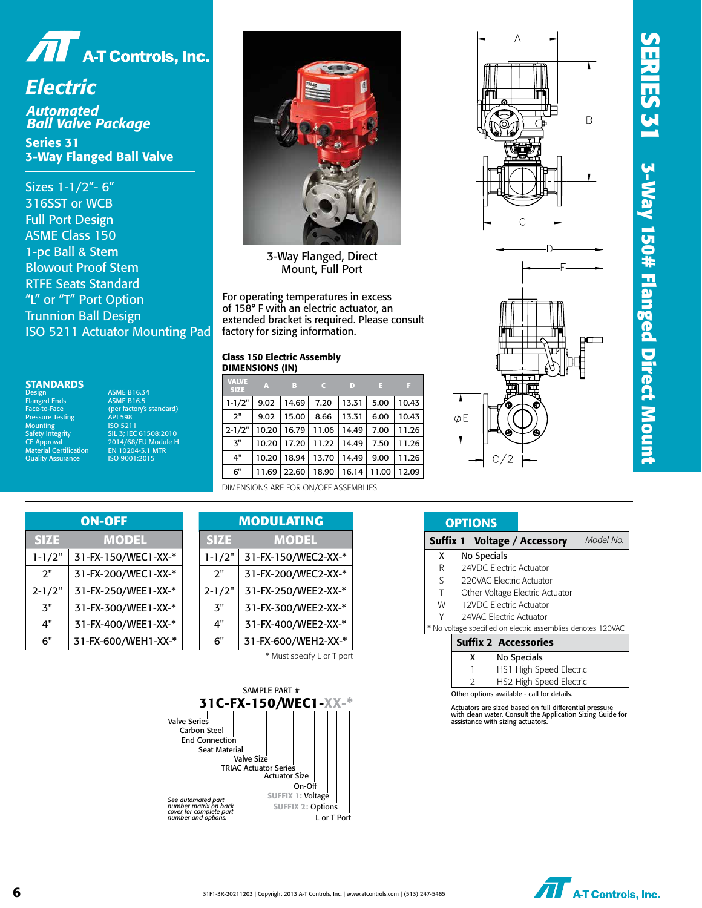# A-T Controls, Inc.

## Electric

### Automated Ball Valve Package

### Series 31
### 3-Way Flanged Ball Valve

- Sizes 1-1/2"- 6"
- 316SST or WCB
- Full Port Design
- ASME Class 150
- 1-pc Ball & Stem
- Blowout Proof Stem
- RTFE Seats Standard
- "L" or "T" Port Option
- Trunnion Ball Design
- ISO 5211 Actuator Mounting Pad

## STANDARDS

| | |
|---|---|
| Design | ASME B16.34 |
| Flanged Ends | ASME B16.5 |
| Face-to-Face | (per factory's standard) |
| Pressure Testing | API 598 |
| Mounting | ISO 5211 |
| Safety Integrity | SIL 3; IEC 61508:2010 |
| CE Approval | 2014/68/EU Module H |
| Material Certification | EN 10204-3.1 MTR |
| Quality Assurance | ISO 9001:2015 |

3-Way Flanged, Direct Mount, Full Port

For operating temperatures in excess of 158° F with an electric actuator, an extended bracket is required. Please consult factory for sizing information.

**Class 150 Electric Assembly DIMENSIONS (IN)**

| VALVE SIZE | A | B | C | D | E | F |
|---|---|---|---|---|---|---|
| 1-1/2" | 9.02 | 14.69 | 7.20 | 13.31 | 5.00 | 10.43 |
| 2" | 9.02 | 15.00 | 8.66 | 13.31 | 6.00 | 10.43 |
| 2-1/2" | 10.20 | 16.79 | 11.06 | 14.49 | 7.00 | 11.26 |
| 3" | 10.20 | 17.20 | 11.22 | 14.49 | 7.50 | 11.26 |
| 4" | 10.20 | 18.94 | 13.70 | 14.49 | 9.00 | 11.26 |
| 6" | 11.69 | 22.60 | 18.90 | 16.14 | 11.00 | 12.09 |

DIMENSIONS ARE FOR ON/OFF ASSEMBLIES

# SERIES 31 3-Way 150# Flanged Direct Mount

## ON-OFF

| SIZE | MODEL |
|---|---|
| 1-1/2" | 31-FX-150/WEC1-XX-* |
| 2" | 31-FX-200/WEC1-XX-* |
| 2-1/2" | 31-FX-250/WEE1-XX-* |
| 3" | 31-FX-300/WEE1-XX-* |
| 4" | 31-FX-400/WEE1-XX-* |
| 6" | 31-FX-600/WEH1-XX-* |

## MODULATING

| SIZE | MODEL |
|---|---|
| 1-1/2" | 31-FX-150/WEC2-XX-* |
| 2" | 31-FX-200/WEC2-XX-* |
| 2-1/2" | 31-FX-250/WEE2-XX-* |
| 3" | 31-FX-300/WEE2-XX-* |
| 4" | 31-FX-400/WEE2-XX-* |
| 6" | 31-FX-600/WEH2-XX-* |

\* Must specify L or T port

## OPTIONS

**Suffix 1 Voltage / Accessory** *Model No.*

| | |
|---|---|
| X | No Specials |
| R | 24VDC Electric Actuator |
| S | 220VAC Electric Actuator |
| T | Other Voltage Electric Actuator |
| W | 12VDC Electric Actuator |
| Y | 24VAC Electric Actuator |

\* No voltage specified on electric assemblies denotes 120VAC

**Suffix 2 Accessories**

| | |
|---|---|
| X | No Specials |
| 1 | HS1 High Speed Electric |
| 2 | HS2 High Speed Electric |

Other options available - call for details.

Actuators are sized based on full differential pressure with clean water. Consult the Application Sizing Guide for assistance with sizing actuators.

SAMPLE PART #

**31C-FX-150/WEC1-XX-***

- Valve Series
- Carbon Steel
- End Connection
- Seat Material
- Valve Size
- TRIAC Actuator Series
- Actuator Size
- On-Off
- SUFFIX 1: Voltage
- SUFFIX 2: Options
- L or T Port

*See automated part number matrix on back cover for complete part number and options.*

31F1-3R-20211203 | Copyright 2013 A-T Controls, Inc. | www.atcontrols.com | (513) 247-5465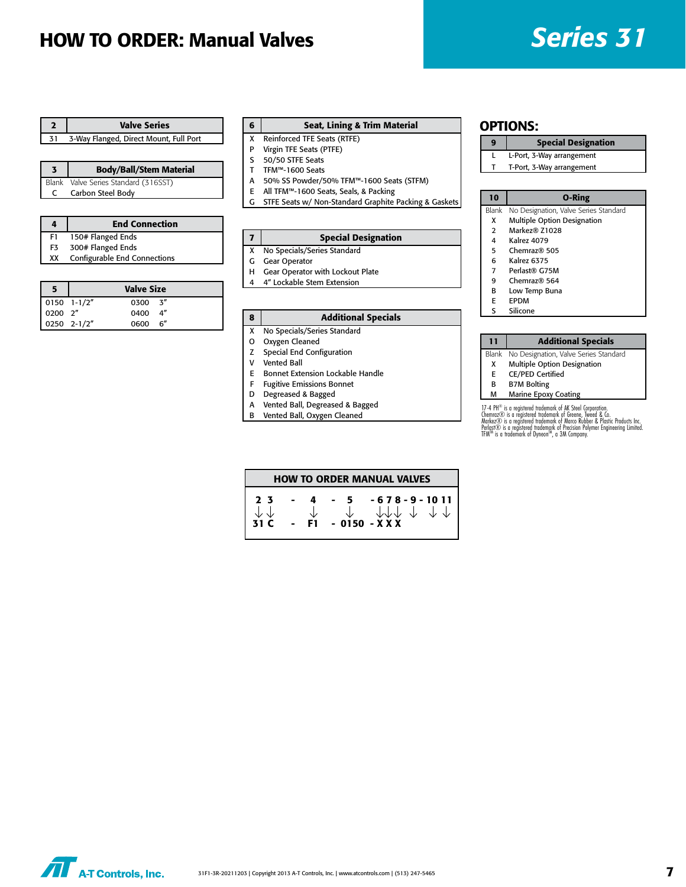# HOW TO ORDER: Manual Valves

## Series 31

| 2 | Valve Series |
|---|---|
| 31 | 3-Way Flanged, Direct Mount, Full Port |

| 3 | Body/Ball/Stem Material |
|---|---|
| Blank | Valve Series Standard (316SST) |
| C | Carbon Steel Body |

| 4 | End Connection |
|---|---|
| F1 | 150# Flanged Ends |
| F3 | 300# Flanged Ends |
| XX | Configurable End Connections |

| 5 | Valve Size | | |
|---|---|---|---|
| 0150 | 1-1/2″ | 0300 | 3″ |
| 0200 | 2″ | 0400 | 4″ |
| 0250 | 2-1/2″ | 0600 | 6″ |

| 6 | Seat, Lining & Trim Material |
|---|---|
| X | Reinforced TFE Seats (RTFE) |
| P | Virgin TFE Seats (PTFE) |
| S | 50/50 STFE Seats |
| T | TFM™-1600 Seats |
| A | 50% SS Powder/50% TFM™-1600 Seats (STFM) |
| E | All TFM™-1600 Seats, Seals, & Packing |
| G | STFE Seats w/ Non-Standard Graphite Packing & Gaskets |

| 7 | Special Designation |
|---|---|
| X | No Specials/Series Standard |
| G | Gear Operator |
| H | Gear Operator with Lockout Plate |
| 4 | 4″ Lockable Stem Extension |

| 8 | Additional Specials |
|---|---|
| X | No Specials/Series Standard |
| O | Oxygen Cleaned |
| Z | Special End Configuration |
| V | Vented Ball |
| E | Bonnet Extension Lockable Handle |
| F | Fugitive Emissions Bonnet |
| D | Degreased & Bagged |
| A | Vented Ball, Degreased & Bagged |
| B | Vented Ball, Oxygen Cleaned |

## OPTIONS:

| 9 | Special Designation |
|---|---|
| L | L-Port, 3-Way arrangement |
| T | T-Port, 3-Way arrangement |

| 10 | O-Ring |
|---|---|
| Blank | No Designation, Valve Series Standard |
| X | Multiple Option Designation |
| 2 | Markez® Z1028 |
| 4 | Kalrez 4079 |
| 5 | Chemraz® 505 |
| 6 | Kalrez 6375 |
| 7 | Perlast® G75M |
| 9 | Chemraz® 564 |
| B | Low Temp Buna |
| E | EPDM |
| S | Silicone |

| 11 | Additional Specials |
|---|---|
| Blank | No Designation, Valve Series Standard |
| X | Multiple Option Designation |
| E | CE/PED Certified |
| B | B7M Bolting |
| M | Marine Epoxy Coating |

17-4 PH® is a registered trademark of AK Steel Corporation.
Chemraz® is a registered trademark of Greene, Tweed & Co.
Markez® is a registered trademark of Marco Rubber & Plastic Products Inc.
Perlast® is a registered trademark of Precision Polymer Engineering Limited.
TFM™ is a trademark of Dyneon™, a 3M Company.

### HOW TO ORDER MANUAL VALVES

```
2 3  -  4  -  5   - 6 7 8 - 9 - 10 11
↓ ↓     ↓     ↓     ↓ ↓ ↓   ↓    ↓  ↓
31 C -  F1 - 0150 - X X X
```

31F1-3R-20211203 | Copyright 2013 A-T Controls, Inc. | www.atcontrols.com | (513) 247-5465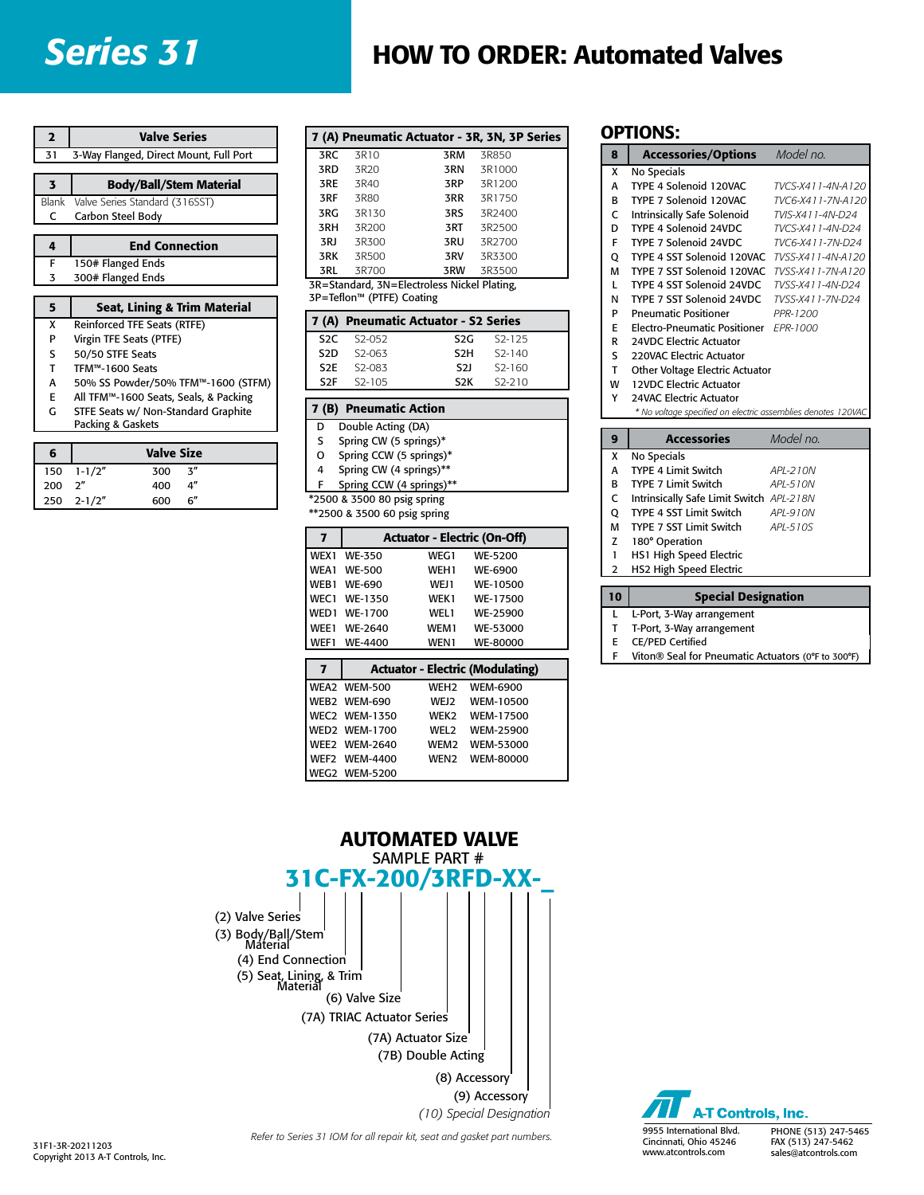# Series 31

# HOW TO ORDER: Automated Valves

| 2 | Valve Series |
|---|---|
| 31 | 3-Way Flanged, Direct Mount, Full Port |

| 3 | Body/Ball/Stem Material |
|---|---|
| Blank | Valve Series Standard (316SST) |
| C | Carbon Steel Body |

| 4 | End Connection |
|---|---|
| F | 150# Flanged Ends |
| 3 | 300# Flanged Ends |

| 5 | Seat, Lining & Trim Material |
|---|---|
| X | Reinforced TFE Seats (RTFE) |
| P | Virgin TFE Seats (PTFE) |
| S | 50/50 STFE Seats |
| T | TFM™-1600 Seats |
| A | 50% SS Powder/50% TFM™-1600 (STFM) |
| E | All TFM™-1600 Seats, Seals, & Packing |
| G | STFE Seats w/ Non-Standard Graphite Packing & Gaskets |

| 6 | Valve Size | | |
|---|---|---|---|
| 150 | 1-1/2" | 300 | 3" |
| 200 | 2" | 400 | 4" |
| 250 | 2-1/2" | 600 | 6" |

| 7 (A) Pneumatic Actuator - 3R, 3N, 3P Series | | | |
|---|---|---|---|
| 3RC | 3R10 | 3RM | 3R850 |
| 3RD | 3R20 | 3RN | 3R1000 |
| 3RE | 3R40 | 3RP | 3R1200 |
| 3RF | 3R80 | 3RR | 3R1750 |
| 3RG | 3R130 | 3RS | 3R2400 |
| 3RH | 3R200 | 3RT | 3R2500 |
| 3RJ | 3R300 | 3RU | 3R2700 |
| 3RK | 3R500 | 3RV | 3R3300 |
| 3RL | 3R700 | 3RW | 3R3500 |

3R=Standard, 3N=Electroless Nickel Plating, 3P=Teflon™ (PTFE) Coating

| 7 (A) Pneumatic Actuator - S2 Series | | | |
|---|---|---|---|
| S2C | S2-052 | S2G | S2-125 |
| S2D | S2-063 | S2H | S2-140 |
| S2E | S2-083 | S2J | S2-160 |
| S2F | S2-105 | S2K | S2-210 |

| 7 (B) Pneumatic Action | |
|---|---|
| D | Double Acting (DA) |
| S | Spring CW (5 springs)* |
| O | Spring CCW (5 springs)* |
| 4 | Spring CW (4 springs)** |
| F | Spring CCW (4 springs)** |

*2500 & 3500 80 psig spring
**2500 & 3500 60 psig spring

| 7 | Actuator - Electric (On-Off) | | |
|---|---|---|---|
| WEX1 | WE-350 | WEG1 | WE-5200 |
| WEA1 | WE-500 | WEH1 | WE-6900 |
| WEB1 | WE-690 | WEJ1 | WE-10500 |
| WEC1 | WE-1350 | WEK1 | WE-17500 |
| WED1 | WE-1700 | WEL1 | WE-25900 |
| WEE1 | WE-2640 | WEM1 | WE-53000 |
| WEF1 | WE-4400 | WEN1 | WE-80000 |

| 7 | Actuator - Electric (Modulating) | | |
|---|---|---|---|
| WEA2 | WEM-500 | WEH2 | WEM-6900 |
| WEB2 | WEM-690 | WEJ2 | WEM-10500 |
| WEC2 | WEM-1350 | WEK2 | WEM-17500 |
| WED2 | WEM-1700 | WEL2 | WEM-25900 |
| WEE2 | WEM-2640 | WEM2 | WEM-53000 |
| WEF2 | WEM-4400 | WEN2 | WEM-80000 |
| WEG2 | WEM-5200 | | |

## OPTIONS:

| 8 | Accessories/Options | *Model no.* |
|---|---|---|
| X | No Specials | |
| A | TYPE 4 Solenoid 120VAC | *TVCS-X411-4N-A120* |
| B | TYPE 7 Solenoid 120VAC | *TVC6-X411-7N-A120* |
| C | Intrinsically Safe Solenoid | *TVIS-X411-4N-D24* |
| D | TYPE 4 Solenoid 24VDC | *TVCS-X411-4N-D24* |
| F | TYPE 7 Solenoid 24VDC | *TVC6-X411-7N-D24* |
| Q | TYPE 4 SST Solenoid 120VAC | *TVSS-X411-4N-A120* |
| M | TYPE 7 SST Solenoid 120VAC | *TVSS-X411-7N-A120* |
| L | TYPE 4 SST Solenoid 24VDC | *TVSS-X411-4N-D24* |
| N | TYPE 7 SST Solenoid 24VDC | *TVSS-X411-7N-D24* |
| P | Pneumatic Positioner | *PPR-1200* |
| E | Electro-Pneumatic Positioner | *EPR-1000* |
| R | 24VDC Electric Actuator | |
| S | 220VAC Electric Actuator | |
| T | Other Voltage Electric Actuator | |
| W | 12VDC Electric Actuator | |
| Y | 24VAC Electric Actuator | |

*\* No voltage specified on electric assemblies denotes 120VAC*

| 9 | Accessories | *Model no.* |
|---|---|---|
| X | No Specials | |
| A | TYPE 4 Limit Switch | *APL-210N* |
| B | TYPE 7 Limit Switch | *APL-510N* |
| C | Intrinsically Safe Limit Switch | *APL-218N* |
| Q | TYPE 4 SST Limit Switch | *APL-910N* |
| M | TYPE 7 SST Limit Switch | *APL-510S* |
| Z | 180° Operation | |
| 1 | HS1 High Speed Electric | |
| 2 | HS2 High Speed Electric | |

| 10 | Special Designation |
|---|---|
| L | L-Port, 3-Way arrangement |
| T | T-Port, 3-Way arrangement |
| E | CE/PED Certified |
| F | Viton® Seal for Pneumatic Actuators (0°F to 300°F) |

## AUTOMATED VALVE

SAMPLE PART #

**31C-FX-200/3RFD-XX-_**

(2) Valve Series
(3) Body/Ball/Stem Material
(4) End Connection
(5) Seat, Lining, & Trim Material
(6) Valve Size
(7A) TRIAC Actuator Series
(7A) Actuator Size
(7B) Double Acting
(8) Accessory
(9) Accessory
*(10) Special Designation*

*Refer to Series 31 IOM for all repair kit, seat and gasket part numbers.*

31F1-3R-20211203
Copyright 2013 A-T Controls, Inc.

**A-T Controls, Inc.**
9955 International Blvd.
Cincinnati, Ohio 45246
www.atcontrols.com
PHONE (513) 247-5465
FAX (513) 247-5462
sales@atcontrols.com